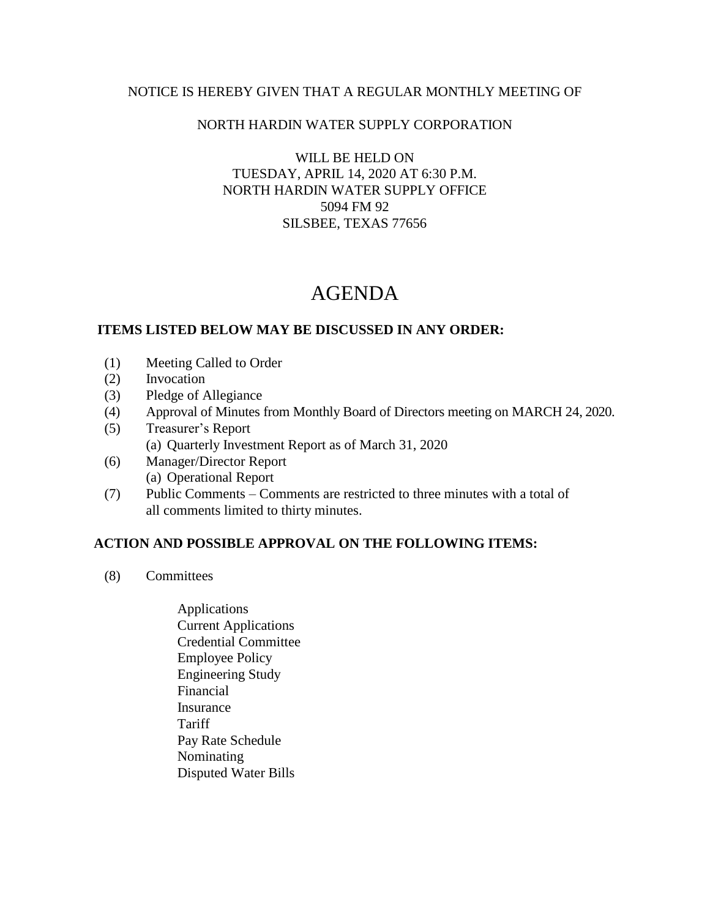NOTICE IS HEREBY GIVEN THAT A REGULAR MONTHLY MEETING OF

NORTH HARDIN WATER SUPPLY CORPORATION

WILL BE HELD ON
TUESDAY, APRIL 14, 2020 AT 6:30 P.M.
NORTH HARDIN WATER SUPPLY OFFICE
5094 FM 92
SILSBEE, TEXAS 77656

# AGENDA

**ITEMS LISTED BELOW MAY BE DISCUSSED IN ANY ORDER:**

(1) Meeting Called to Order
(2) Invocation
(3) Pledge of Allegiance
(4) Approval of Minutes from Monthly Board of Directors meeting on MARCH 24, 2020.
(5) Treasurer's Report
  (a) Quarterly Investment Report as of March 31, 2020
(6) Manager/Director Report
  (a) Operational Report
(7) Public Comments – Comments are restricted to three minutes with a total of all comments limited to thirty minutes.

**ACTION AND POSSIBLE APPROVAL ON THE FOLLOWING ITEMS:**

(8) Committees

- Applications
- Current Applications
- Credential Committee
- Employee Policy
- Engineering Study
- Financial
- Insurance
- Tariff
- Pay Rate Schedule
- Nominating
- Disputed Water Bills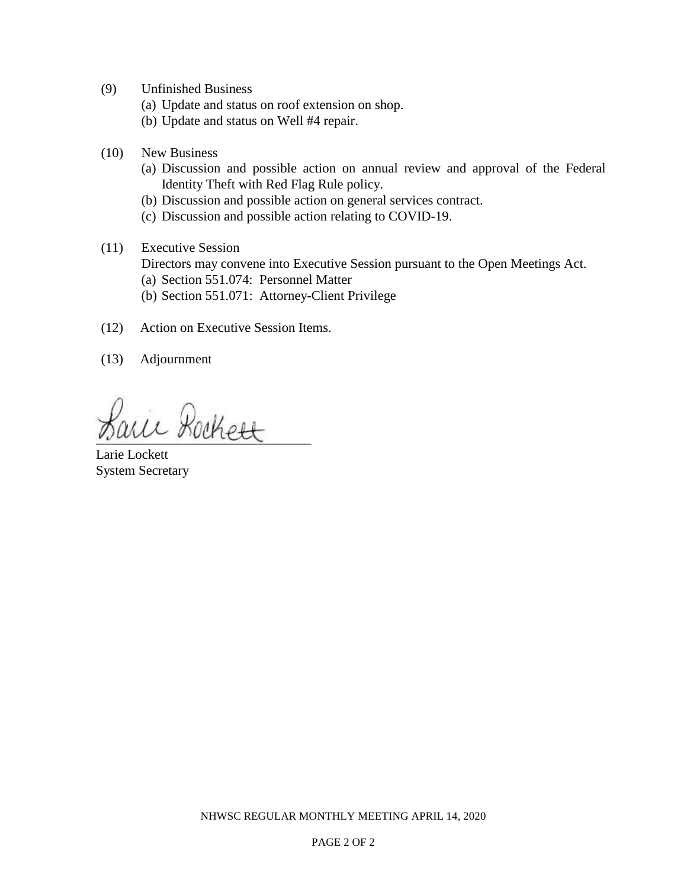(9) Unfinished Business
  (a) Update and status on roof extension on shop.
  (b) Update and status on Well #4 repair.

(10) New Business
  (a) Discussion and possible action on annual review and approval of the Federal Identity Theft with Red Flag Rule policy.
  (b) Discussion and possible action on general services contract.
  (c) Discussion and possible action relating to COVID-19.

(11) Executive Session
  Directors may convene into Executive Session pursuant to the Open Meetings Act.
  (a) Section 551.074: Personnel Matter
  (b) Section 551.071: Attorney-Client Privilege

(12) Action on Executive Session Items.

(13) Adjournment

Larie Lockett
System Secretary